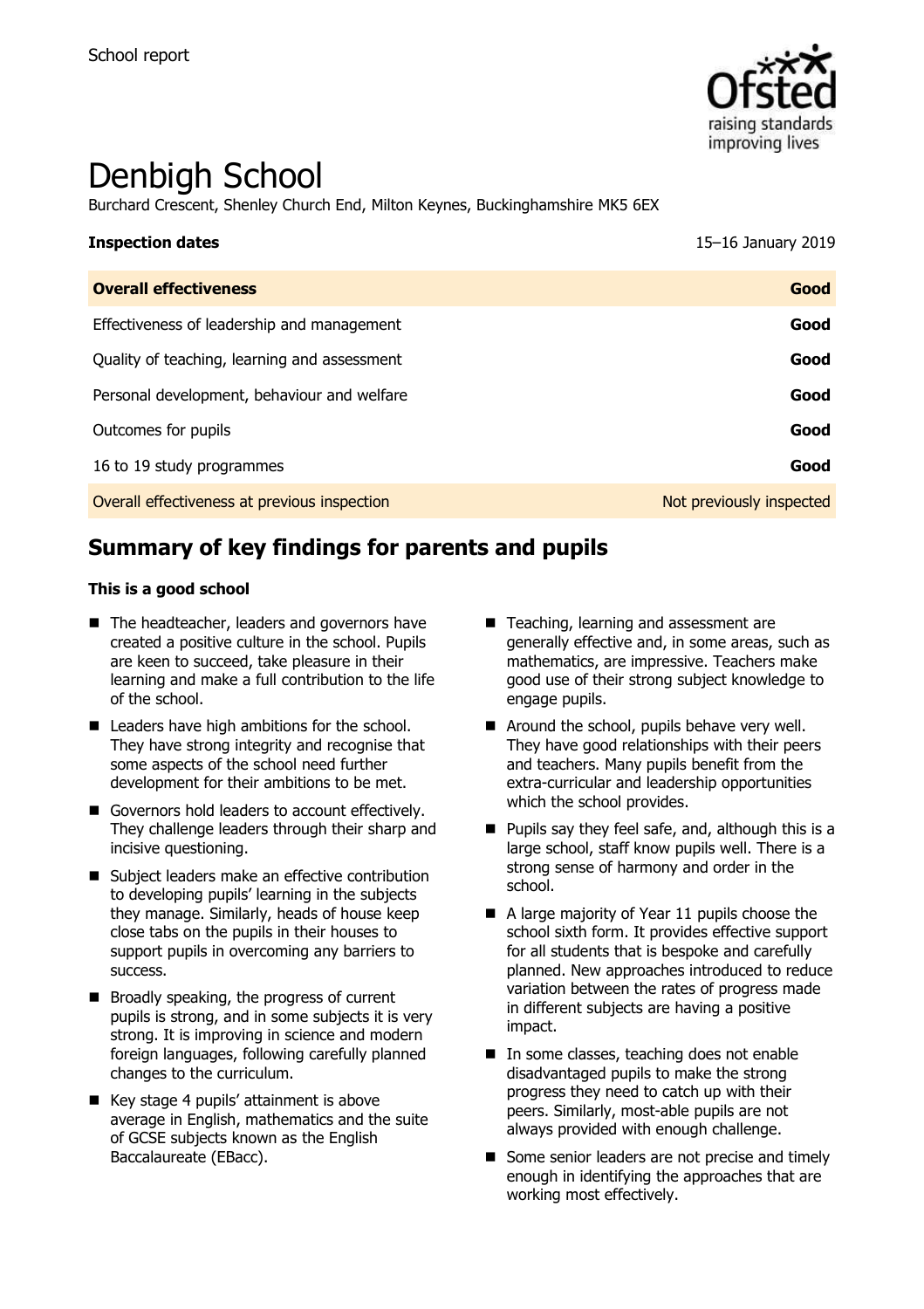School report

# Denbigh School

Burchard Crescent, Shenley Church End, Milton Keynes, Buckinghamshire MK5 6EX

| **Inspection dates** | 15–16 January 2019 |
| --- | --- |
| **Overall effectiveness** | **Good** |
| Effectiveness of leadership and management | **Good** |
| Quality of teaching, learning and assessment | **Good** |
| Personal development, behaviour and welfare | **Good** |
| Outcomes for pupils | **Good** |
| 16 to 19 study programmes | **Good** |
| Overall effectiveness at previous inspection | Not previously inspected |

## Summary of key findings for parents and pupils

### This is a good school

- The headteacher, leaders and governors have created a positive culture in the school. Pupils are keen to succeed, take pleasure in their learning and make a full contribution to the life of the school.
- Leaders have high ambitions for the school. They have strong integrity and recognise that some aspects of the school need further development for their ambitions to be met.
- Governors hold leaders to account effectively. They challenge leaders through their sharp and incisive questioning.
- Subject leaders make an effective contribution to developing pupils' learning in the subjects they manage. Similarly, heads of house keep close tabs on the pupils in their houses to support pupils in overcoming any barriers to success.
- Broadly speaking, the progress of current pupils is strong, and in some subjects it is very strong. It is improving in science and modern foreign languages, following carefully planned changes to the curriculum.
- Key stage 4 pupils' attainment is above average in English, mathematics and the suite of GCSE subjects known as the English Baccalaureate (EBacc).
- Teaching, learning and assessment are generally effective and, in some areas, such as mathematics, are impressive. Teachers make good use of their strong subject knowledge to engage pupils.
- Around the school, pupils behave very well. They have good relationships with their peers and teachers. Many pupils benefit from the extra-curricular and leadership opportunities which the school provides.
- Pupils say they feel safe, and, although this is a large school, staff know pupils well. There is a strong sense of harmony and order in the school.
- A large majority of Year 11 pupils choose the school sixth form. It provides effective support for all students that is bespoke and carefully planned. New approaches introduced to reduce variation between the rates of progress made in different subjects are having a positive impact.
- In some classes, teaching does not enable disadvantaged pupils to make the strong progress they need to catch up with their peers. Similarly, most-able pupils are not always provided with enough challenge.
- Some senior leaders are not precise and timely enough in identifying the approaches that are working most effectively.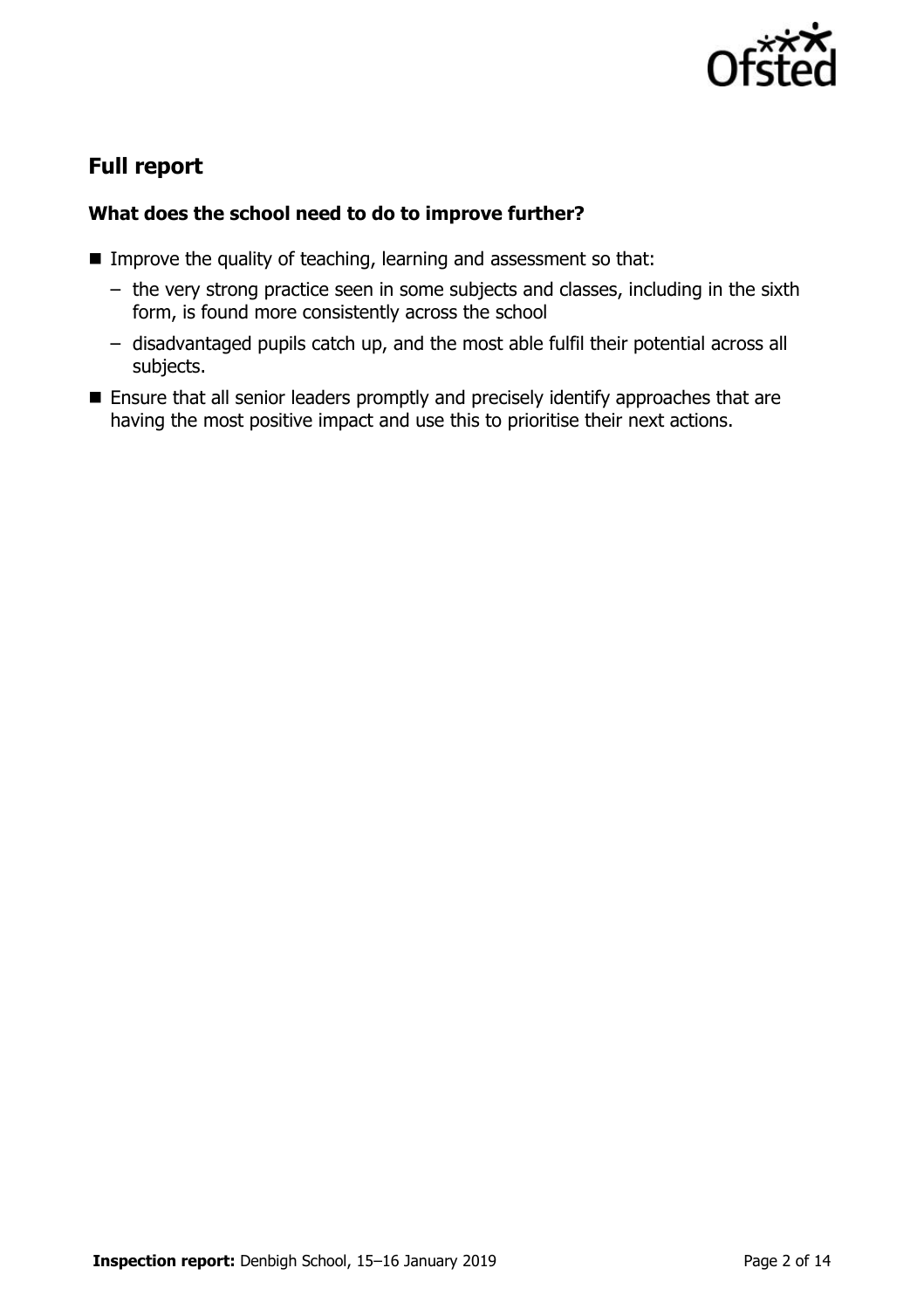## Full report

### What does the school need to do to improve further?

- Improve the quality of teaching, learning and assessment so that:
  - the very strong practice seen in some subjects and classes, including in the sixth form, is found more consistently across the school
  - disadvantaged pupils catch up, and the most able fulfil their potential across all subjects.
- Ensure that all senior leaders promptly and precisely identify approaches that are having the most positive impact and use this to prioritise their next actions.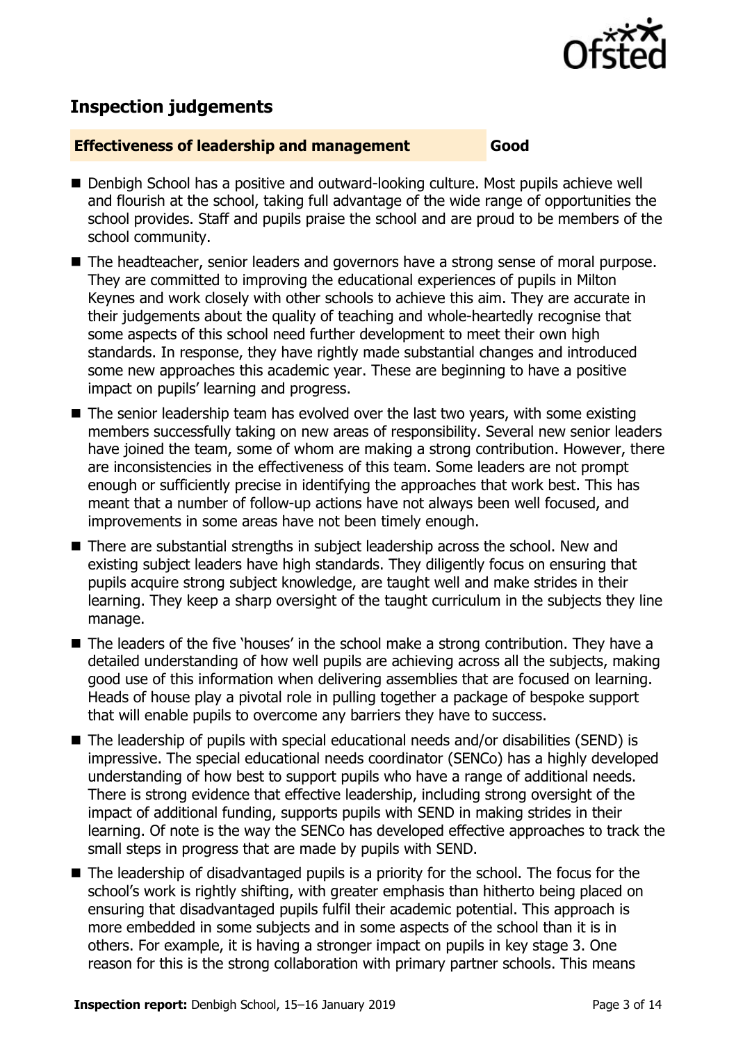## Inspection judgements

**Effectiveness of leadership and management** **Good**

- Denbigh School has a positive and outward-looking culture. Most pupils achieve well and flourish at the school, taking full advantage of the wide range of opportunities the school provides. Staff and pupils praise the school and are proud to be members of the school community.
- The headteacher, senior leaders and governors have a strong sense of moral purpose. They are committed to improving the educational experiences of pupils in Milton Keynes and work closely with other schools to achieve this aim. They are accurate in their judgements about the quality of teaching and whole-heartedly recognise that some aspects of this school need further development to meet their own high standards. In response, they have rightly made substantial changes and introduced some new approaches this academic year. These are beginning to have a positive impact on pupils' learning and progress.
- The senior leadership team has evolved over the last two years, with some existing members successfully taking on new areas of responsibility. Several new senior leaders have joined the team, some of whom are making a strong contribution. However, there are inconsistencies in the effectiveness of this team. Some leaders are not prompt enough or sufficiently precise in identifying the approaches that work best. This has meant that a number of follow-up actions have not always been well focused, and improvements in some areas have not been timely enough.
- There are substantial strengths in subject leadership across the school. New and existing subject leaders have high standards. They diligently focus on ensuring that pupils acquire strong subject knowledge, are taught well and make strides in their learning. They keep a sharp oversight of the taught curriculum in the subjects they line manage.
- The leaders of the five 'houses' in the school make a strong contribution. They have a detailed understanding of how well pupils are achieving across all the subjects, making good use of this information when delivering assemblies that are focused on learning. Heads of house play a pivotal role in pulling together a package of bespoke support that will enable pupils to overcome any barriers they have to success.
- The leadership of pupils with special educational needs and/or disabilities (SEND) is impressive. The special educational needs coordinator (SENCo) has a highly developed understanding of how best to support pupils who have a range of additional needs. There is strong evidence that effective leadership, including strong oversight of the impact of additional funding, supports pupils with SEND in making strides in their learning. Of note is the way the SENCo has developed effective approaches to track the small steps in progress that are made by pupils with SEND.
- The leadership of disadvantaged pupils is a priority for the school. The focus for the school's work is rightly shifting, with greater emphasis than hitherto being placed on ensuring that disadvantaged pupils fulfil their academic potential. This approach is more embedded in some subjects and in some aspects of the school than it is in others. For example, it is having a stronger impact on pupils in key stage 3. One reason for this is the strong collaboration with primary partner schools. This means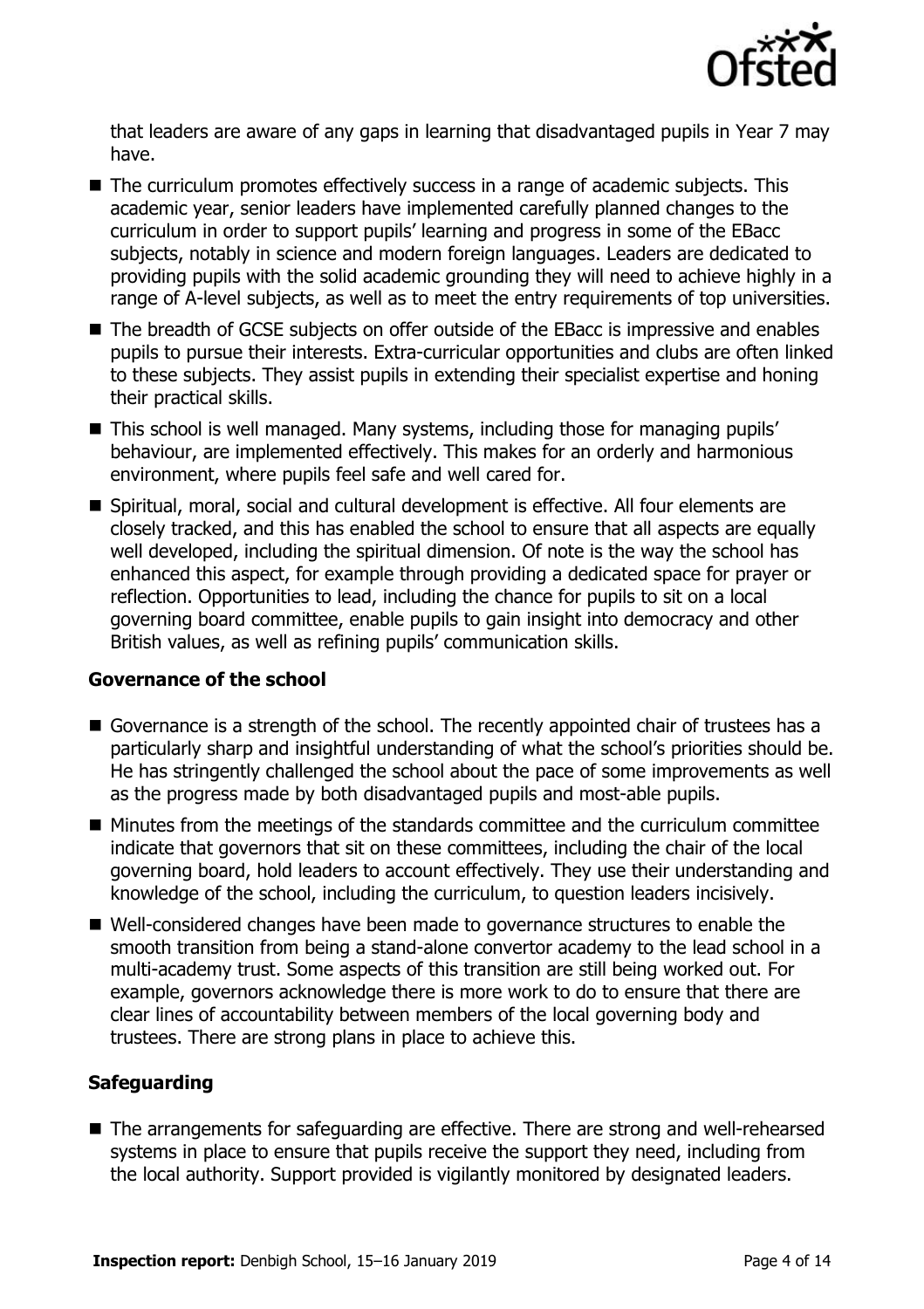that leaders are aware of any gaps in learning that disadvantaged pupils in Year 7 may have.

- The curriculum promotes effectively success in a range of academic subjects. This academic year, senior leaders have implemented carefully planned changes to the curriculum in order to support pupils' learning and progress in some of the EBacc subjects, notably in science and modern foreign languages. Leaders are dedicated to providing pupils with the solid academic grounding they will need to achieve highly in a range of A-level subjects, as well as to meet the entry requirements of top universities.
- The breadth of GCSE subjects on offer outside of the EBacc is impressive and enables pupils to pursue their interests. Extra-curricular opportunities and clubs are often linked to these subjects. They assist pupils in extending their specialist expertise and honing their practical skills.
- This school is well managed. Many systems, including those for managing pupils' behaviour, are implemented effectively. This makes for an orderly and harmonious environment, where pupils feel safe and well cared for.
- Spiritual, moral, social and cultural development is effective. All four elements are closely tracked, and this has enabled the school to ensure that all aspects are equally well developed, including the spiritual dimension. Of note is the way the school has enhanced this aspect, for example through providing a dedicated space for prayer or reflection. Opportunities to lead, including the chance for pupils to sit on a local governing board committee, enable pupils to gain insight into democracy and other British values, as well as refining pupils' communication skills.

### Governance of the school

- Governance is a strength of the school. The recently appointed chair of trustees has a particularly sharp and insightful understanding of what the school's priorities should be. He has stringently challenged the school about the pace of some improvements as well as the progress made by both disadvantaged pupils and most-able pupils.
- Minutes from the meetings of the standards committee and the curriculum committee indicate that governors that sit on these committees, including the chair of the local governing board, hold leaders to account effectively. They use their understanding and knowledge of the school, including the curriculum, to question leaders incisively.
- Well-considered changes have been made to governance structures to enable the smooth transition from being a stand-alone convertor academy to the lead school in a multi-academy trust. Some aspects of this transition are still being worked out. For example, governors acknowledge there is more work to do to ensure that there are clear lines of accountability between members of the local governing body and trustees. There are strong plans in place to achieve this.

### Safeguarding

- The arrangements for safeguarding are effective. There are strong and well-rehearsed systems in place to ensure that pupils receive the support they need, including from the local authority. Support provided is vigilantly monitored by designated leaders.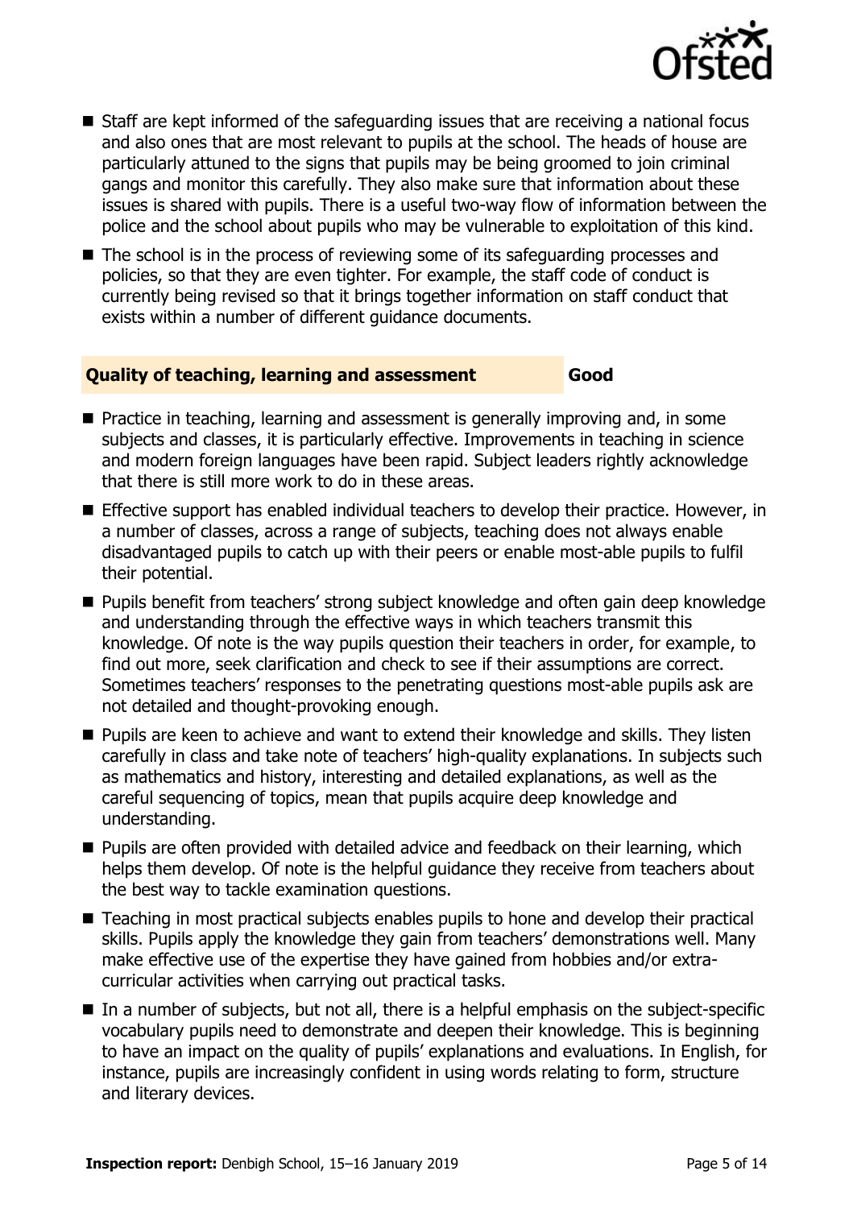- Staff are kept informed of the safeguarding issues that are receiving a national focus and also ones that are most relevant to pupils at the school. The heads of house are particularly attuned to the signs that pupils may be being groomed to join criminal gangs and monitor this carefully. They also make sure that information about these issues is shared with pupils. There is a useful two-way flow of information between the police and the school about pupils who may be vulnerable to exploitation of this kind.
- The school is in the process of reviewing some of its safeguarding processes and policies, so that they are even tighter. For example, the staff code of conduct is currently being revised so that it brings together information on staff conduct that exists within a number of different guidance documents.

### Quality of teaching, learning and assessment — Good

- Practice in teaching, learning and assessment is generally improving and, in some subjects and classes, it is particularly effective. Improvements in teaching in science and modern foreign languages have been rapid. Subject leaders rightly acknowledge that there is still more work to do in these areas.
- Effective support has enabled individual teachers to develop their practice. However, in a number of classes, across a range of subjects, teaching does not always enable disadvantaged pupils to catch up with their peers or enable most-able pupils to fulfil their potential.
- Pupils benefit from teachers' strong subject knowledge and often gain deep knowledge and understanding through the effective ways in which teachers transmit this knowledge. Of note is the way pupils question their teachers in order, for example, to find out more, seek clarification and check to see if their assumptions are correct. Sometimes teachers' responses to the penetrating questions most-able pupils ask are not detailed and thought-provoking enough.
- Pupils are keen to achieve and want to extend their knowledge and skills. They listen carefully in class and take note of teachers' high-quality explanations. In subjects such as mathematics and history, interesting and detailed explanations, as well as the careful sequencing of topics, mean that pupils acquire deep knowledge and understanding.
- Pupils are often provided with detailed advice and feedback on their learning, which helps them develop. Of note is the helpful guidance they receive from teachers about the best way to tackle examination questions.
- Teaching in most practical subjects enables pupils to hone and develop their practical skills. Pupils apply the knowledge they gain from teachers' demonstrations well. Many make effective use of the expertise they have gained from hobbies and/or extra-curricular activities when carrying out practical tasks.
- In a number of subjects, but not all, there is a helpful emphasis on the subject-specific vocabulary pupils need to demonstrate and deepen their knowledge. This is beginning to have an impact on the quality of pupils' explanations and evaluations. In English, for instance, pupils are increasingly confident in using words relating to form, structure and literary devices.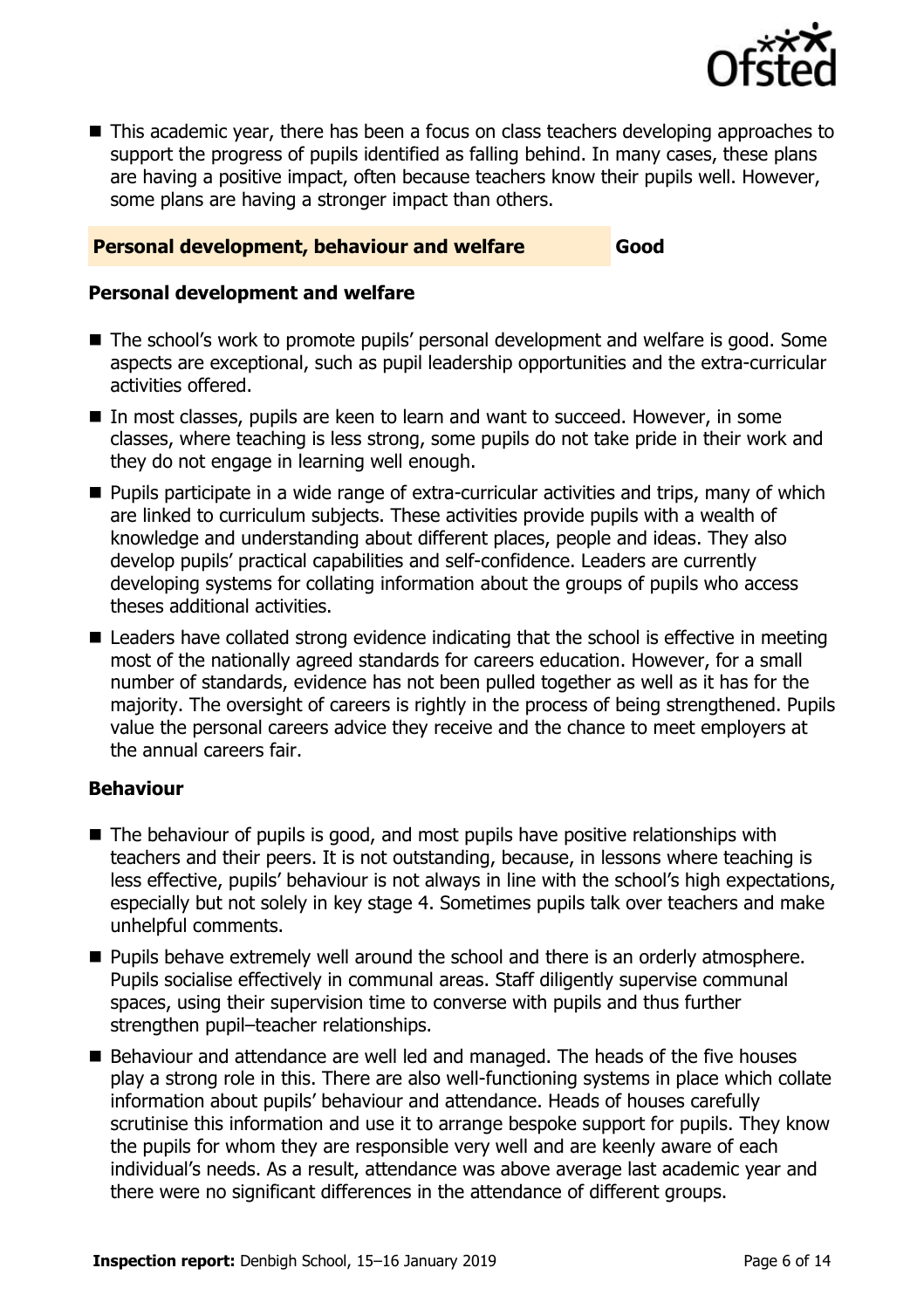- This academic year, there has been a focus on class teachers developing approaches to support the progress of pupils identified as falling behind. In many cases, these plans are having a positive impact, often because teachers know their pupils well. However, some plans are having a stronger impact than others.

## Personal development, behaviour and welfare — Good

### Personal development and welfare

- The school's work to promote pupils' personal development and welfare is good. Some aspects are exceptional, such as pupil leadership opportunities and the extra-curricular activities offered.
- In most classes, pupils are keen to learn and want to succeed. However, in some classes, where teaching is less strong, some pupils do not take pride in their work and they do not engage in learning well enough.
- Pupils participate in a wide range of extra-curricular activities and trips, many of which are linked to curriculum subjects. These activities provide pupils with a wealth of knowledge and understanding about different places, people and ideas. They also develop pupils' practical capabilities and self-confidence. Leaders are currently developing systems for collating information about the groups of pupils who access theses additional activities.
- Leaders have collated strong evidence indicating that the school is effective in meeting most of the nationally agreed standards for careers education. However, for a small number of standards, evidence has not been pulled together as well as it has for the majority. The oversight of careers is rightly in the process of being strengthened. Pupils value the personal careers advice they receive and the chance to meet employers at the annual careers fair.

### Behaviour

- The behaviour of pupils is good, and most pupils have positive relationships with teachers and their peers. It is not outstanding, because, in lessons where teaching is less effective, pupils' behaviour is not always in line with the school's high expectations, especially but not solely in key stage 4. Sometimes pupils talk over teachers and make unhelpful comments.
- Pupils behave extremely well around the school and there is an orderly atmosphere. Pupils socialise effectively in communal areas. Staff diligently supervise communal spaces, using their supervision time to converse with pupils and thus further strengthen pupil–teacher relationships.
- Behaviour and attendance are well led and managed. The heads of the five houses play a strong role in this. There are also well-functioning systems in place which collate information about pupils' behaviour and attendance. Heads of houses carefully scrutinise this information and use it to arrange bespoke support for pupils. They know the pupils for whom they are responsible very well and are keenly aware of each individual's needs. As a result, attendance was above average last academic year and there were no significant differences in the attendance of different groups.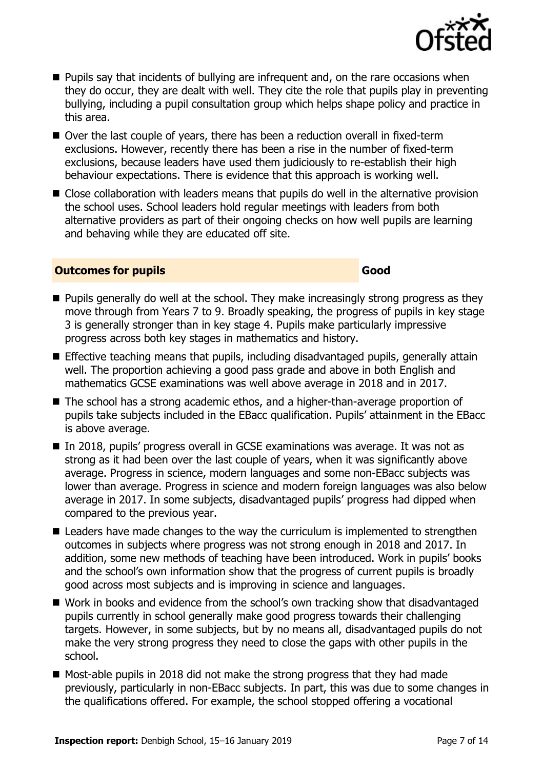- Pupils say that incidents of bullying are infrequent and, on the rare occasions when they do occur, they are dealt with well. They cite the role that pupils play in preventing bullying, including a pupil consultation group which helps shape policy and practice in this area.
- Over the last couple of years, there has been a reduction overall in fixed-term exclusions. However, recently there has been a rise in the number of fixed-term exclusions, because leaders have used them judiciously to re-establish their high behaviour expectations. There is evidence that this approach is working well.
- Close collaboration with leaders means that pupils do well in the alternative provision the school uses. School leaders hold regular meetings with leaders from both alternative providers as part of their ongoing checks on how well pupils are learning and behaving while they are educated off site.

## Outcomes for pupils — Good

- Pupils generally do well at the school. They make increasingly strong progress as they move through from Years 7 to 9. Broadly speaking, the progress of pupils in key stage 3 is generally stronger than in key stage 4. Pupils make particularly impressive progress across both key stages in mathematics and history.
- Effective teaching means that pupils, including disadvantaged pupils, generally attain well. The proportion achieving a good pass grade and above in both English and mathematics GCSE examinations was well above average in 2018 and in 2017.
- The school has a strong academic ethos, and a higher-than-average proportion of pupils take subjects included in the EBacc qualification. Pupils' attainment in the EBacc is above average.
- In 2018, pupils' progress overall in GCSE examinations was average. It was not as strong as it had been over the last couple of years, when it was significantly above average. Progress in science, modern languages and some non-EBacc subjects was lower than average. Progress in science and modern foreign languages was also below average in 2017. In some subjects, disadvantaged pupils' progress had dipped when compared to the previous year.
- Leaders have made changes to the way the curriculum is implemented to strengthen outcomes in subjects where progress was not strong enough in 2018 and 2017. In addition, some new methods of teaching have been introduced. Work in pupils' books and the school's own information show that the progress of current pupils is broadly good across most subjects and is improving in science and languages.
- Work in books and evidence from the school's own tracking show that disadvantaged pupils currently in school generally make good progress towards their challenging targets. However, in some subjects, but by no means all, disadvantaged pupils do not make the very strong progress they need to close the gaps with other pupils in the school.
- Most-able pupils in 2018 did not make the strong progress that they had made previously, particularly in non-EBacc subjects. In part, this was due to some changes in the qualifications offered. For example, the school stopped offering a vocational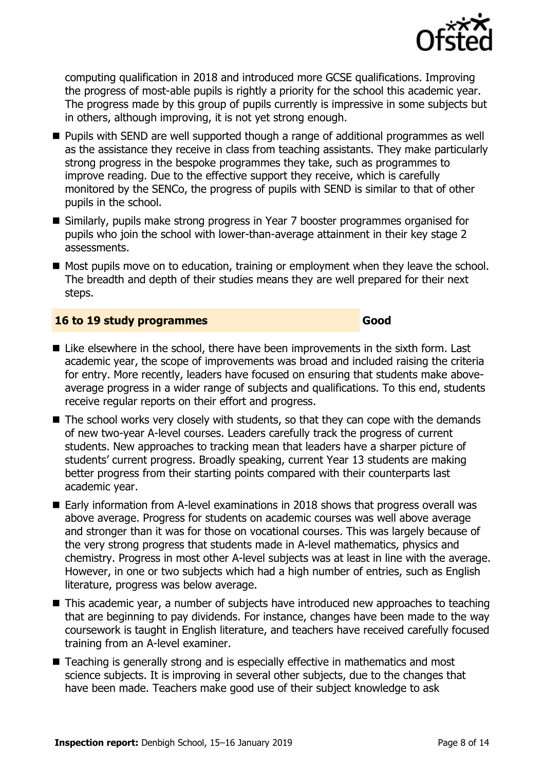computing qualification in 2018 and introduced more GCSE qualifications. Improving the progress of most-able pupils is rightly a priority for the school this academic year. The progress made by this group of pupils currently is impressive in some subjects but in others, although improving, it is not yet strong enough.

- Pupils with SEND are well supported though a range of additional programmes as well as the assistance they receive in class from teaching assistants. They make particularly strong progress in the bespoke programmes they take, such as programmes to improve reading. Due to the effective support they receive, which is carefully monitored by the SENCo, the progress of pupils with SEND is similar to that of other pupils in the school.
- Similarly, pupils make strong progress in Year 7 booster programmes organised for pupils who join the school with lower-than-average attainment in their key stage 2 assessments.
- Most pupils move on to education, training or employment when they leave the school. The breadth and depth of their studies means they are well prepared for their next steps.

### 16 to 19 study programmes — Good

- Like elsewhere in the school, there have been improvements in the sixth form. Last academic year, the scope of improvements was broad and included raising the criteria for entry. More recently, leaders have focused on ensuring that students make above-average progress in a wider range of subjects and qualifications. To this end, students receive regular reports on their effort and progress.
- The school works very closely with students, so that they can cope with the demands of new two-year A-level courses. Leaders carefully track the progress of current students. New approaches to tracking mean that leaders have a sharper picture of students' current progress. Broadly speaking, current Year 13 students are making better progress from their starting points compared with their counterparts last academic year.
- Early information from A-level examinations in 2018 shows that progress overall was above average. Progress for students on academic courses was well above average and stronger than it was for those on vocational courses. This was largely because of the very strong progress that students made in A-level mathematics, physics and chemistry. Progress in most other A-level subjects was at least in line with the average. However, in one or two subjects which had a high number of entries, such as English literature, progress was below average.
- This academic year, a number of subjects have introduced new approaches to teaching that are beginning to pay dividends. For instance, changes have been made to the way coursework is taught in English literature, and teachers have received carefully focused training from an A-level examiner.
- Teaching is generally strong and is especially effective in mathematics and most science subjects. It is improving in several other subjects, due to the changes that have been made. Teachers make good use of their subject knowledge to ask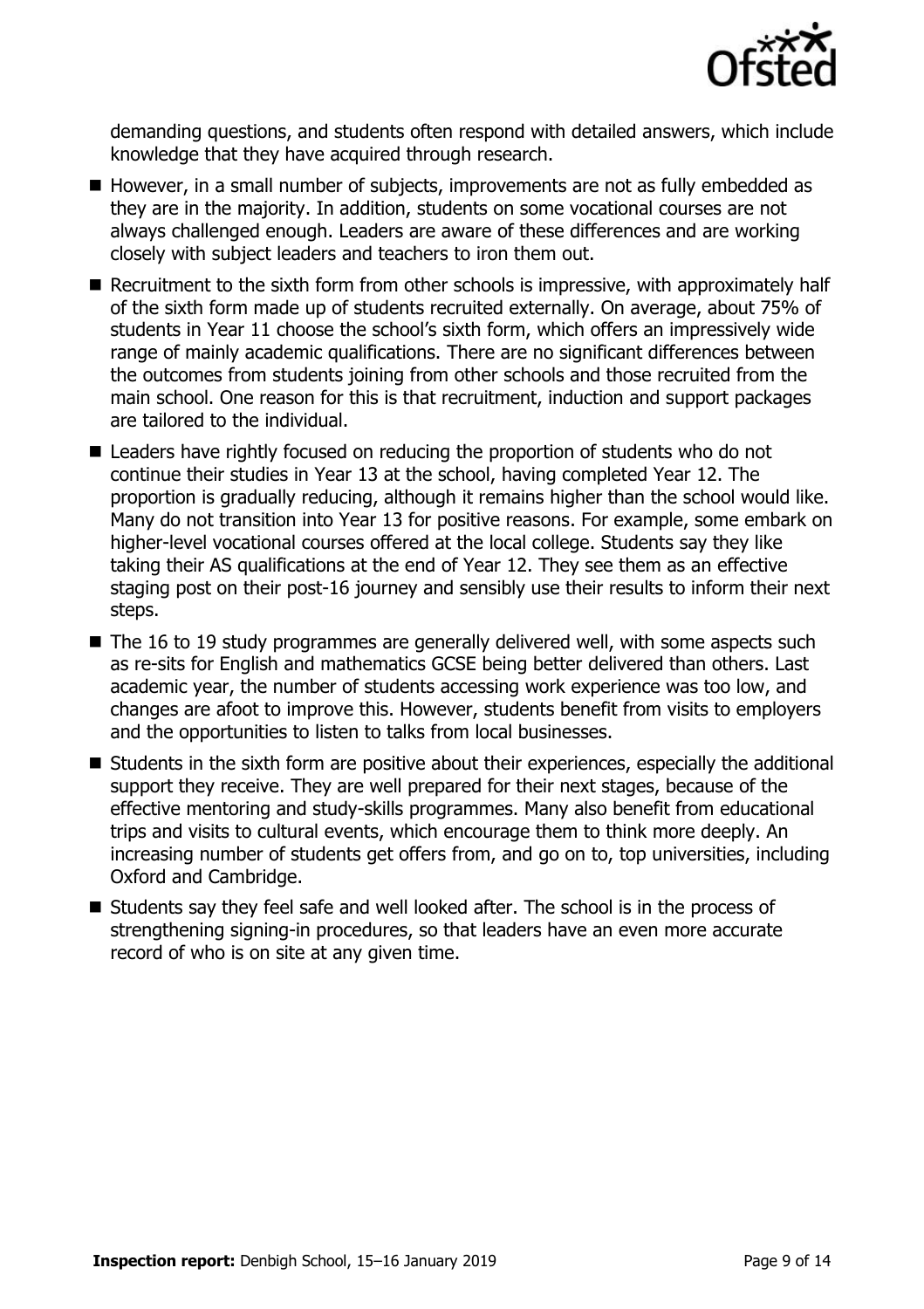demanding questions, and students often respond with detailed answers, which include knowledge that they have acquired through research.

- However, in a small number of subjects, improvements are not as fully embedded as they are in the majority. In addition, students on some vocational courses are not always challenged enough. Leaders are aware of these differences and are working closely with subject leaders and teachers to iron them out.
- Recruitment to the sixth form from other schools is impressive, with approximately half of the sixth form made up of students recruited externally. On average, about 75% of students in Year 11 choose the school's sixth form, which offers an impressively wide range of mainly academic qualifications. There are no significant differences between the outcomes from students joining from other schools and those recruited from the main school. One reason for this is that recruitment, induction and support packages are tailored to the individual.
- Leaders have rightly focused on reducing the proportion of students who do not continue their studies in Year 13 at the school, having completed Year 12. The proportion is gradually reducing, although it remains higher than the school would like. Many do not transition into Year 13 for positive reasons. For example, some embark on higher-level vocational courses offered at the local college. Students say they like taking their AS qualifications at the end of Year 12. They see them as an effective staging post on their post-16 journey and sensibly use their results to inform their next steps.
- The 16 to 19 study programmes are generally delivered well, with some aspects such as re-sits for English and mathematics GCSE being better delivered than others. Last academic year, the number of students accessing work experience was too low, and changes are afoot to improve this. However, students benefit from visits to employers and the opportunities to listen to talks from local businesses.
- Students in the sixth form are positive about their experiences, especially the additional support they receive. They are well prepared for their next stages, because of the effective mentoring and study-skills programmes. Many also benefit from educational trips and visits to cultural events, which encourage them to think more deeply. An increasing number of students get offers from, and go on to, top universities, including Oxford and Cambridge.
- Students say they feel safe and well looked after. The school is in the process of strengthening signing-in procedures, so that leaders have an even more accurate record of who is on site at any given time.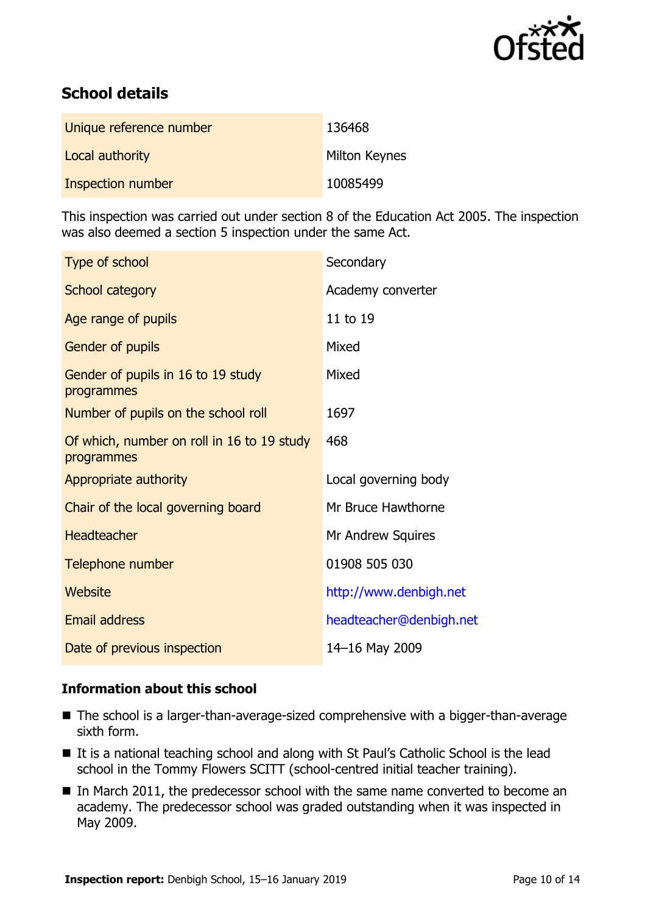## School details

| | |
|---|---|
| Unique reference number | 136468 |
| Local authority | Milton Keynes |
| Inspection number | 10085499 |

This inspection was carried out under section 8 of the Education Act 2005. The inspection was also deemed a section 5 inspection under the same Act.

| | |
|---|---|
| Type of school | Secondary |
| School category | Academy converter |
| Age range of pupils | 11 to 19 |
| Gender of pupils | Mixed |
| Gender of pupils in 16 to 19 study programmes | Mixed |
| Number of pupils on the school roll | 1697 |
| Of which, number on roll in 16 to 19 study programmes | 468 |
| Appropriate authority | Local governing body |
| Chair of the local governing board | Mr Bruce Hawthorne |
| Headteacher | Mr Andrew Squires |
| Telephone number | 01908 505 030 |
| Website | http://www.denbigh.net |
| Email address | headteacher@denbigh.net |
| Date of previous inspection | 14–16 May 2009 |

### Information about this school

- The school is a larger-than-average-sized comprehensive with a bigger-than-average sixth form.
- It is a national teaching school and along with St Paul's Catholic School is the lead school in the Tommy Flowers SCITT (school-centred initial teacher training).
- In March 2011, the predecessor school with the same name converted to become an academy. The predecessor school was graded outstanding when it was inspected in May 2009.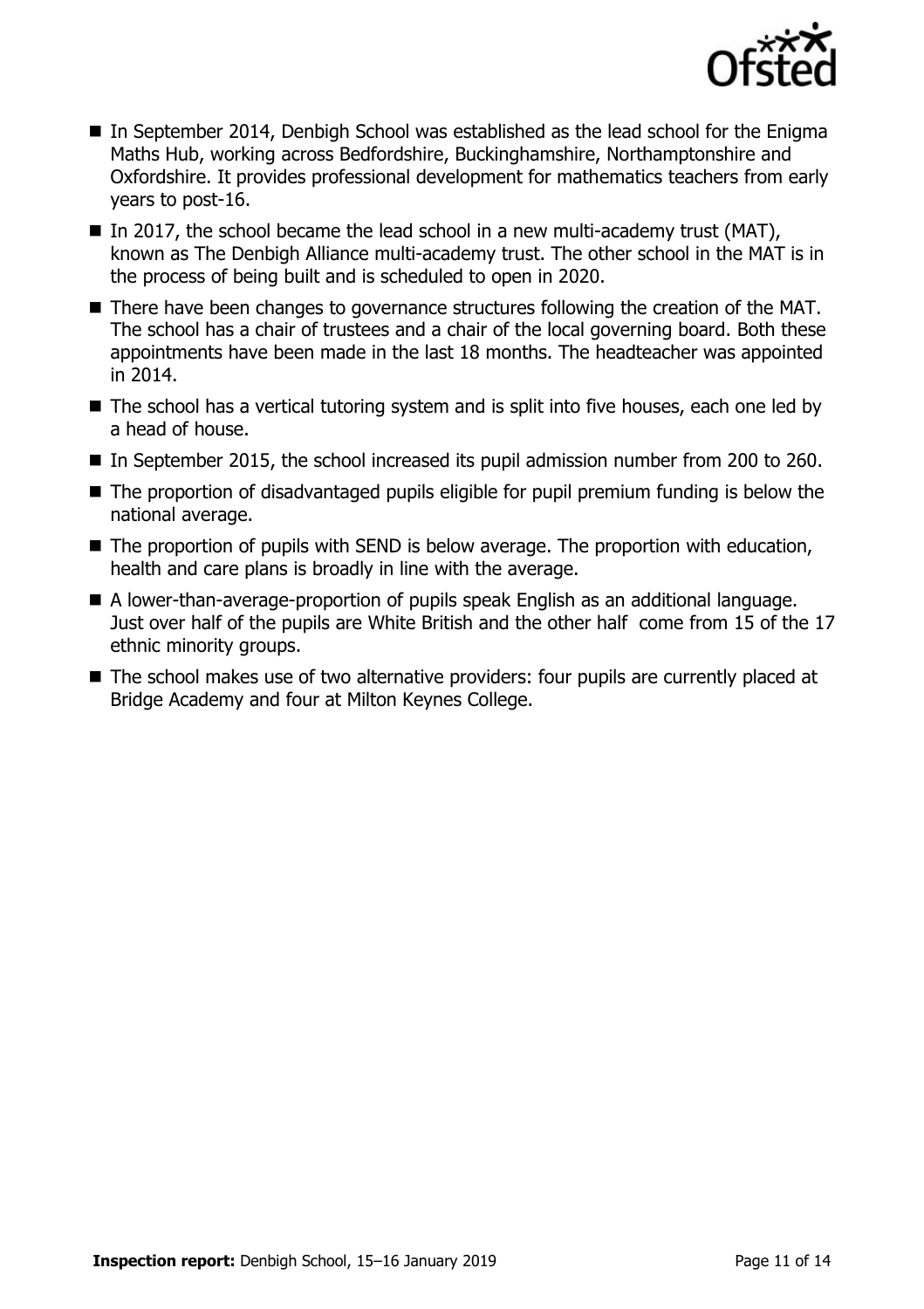- In September 2014, Denbigh School was established as the lead school for the Enigma Maths Hub, working across Bedfordshire, Buckinghamshire, Northamptonshire and Oxfordshire. It provides professional development for mathematics teachers from early years to post-16.
- In 2017, the school became the lead school in a new multi-academy trust (MAT), known as The Denbigh Alliance multi-academy trust. The other school in the MAT is in the process of being built and is scheduled to open in 2020.
- There have been changes to governance structures following the creation of the MAT. The school has a chair of trustees and a chair of the local governing board. Both these appointments have been made in the last 18 months. The headteacher was appointed in 2014.
- The school has a vertical tutoring system and is split into five houses, each one led by a head of house.
- In September 2015, the school increased its pupil admission number from 200 to 260.
- The proportion of disadvantaged pupils eligible for pupil premium funding is below the national average.
- The proportion of pupils with SEND is below average. The proportion with education, health and care plans is broadly in line with the average.
- A lower-than-average-proportion of pupils speak English as an additional language. Just over half of the pupils are White British and the other half come from 15 of the 17 ethnic minority groups.
- The school makes use of two alternative providers: four pupils are currently placed at Bridge Academy and four at Milton Keynes College.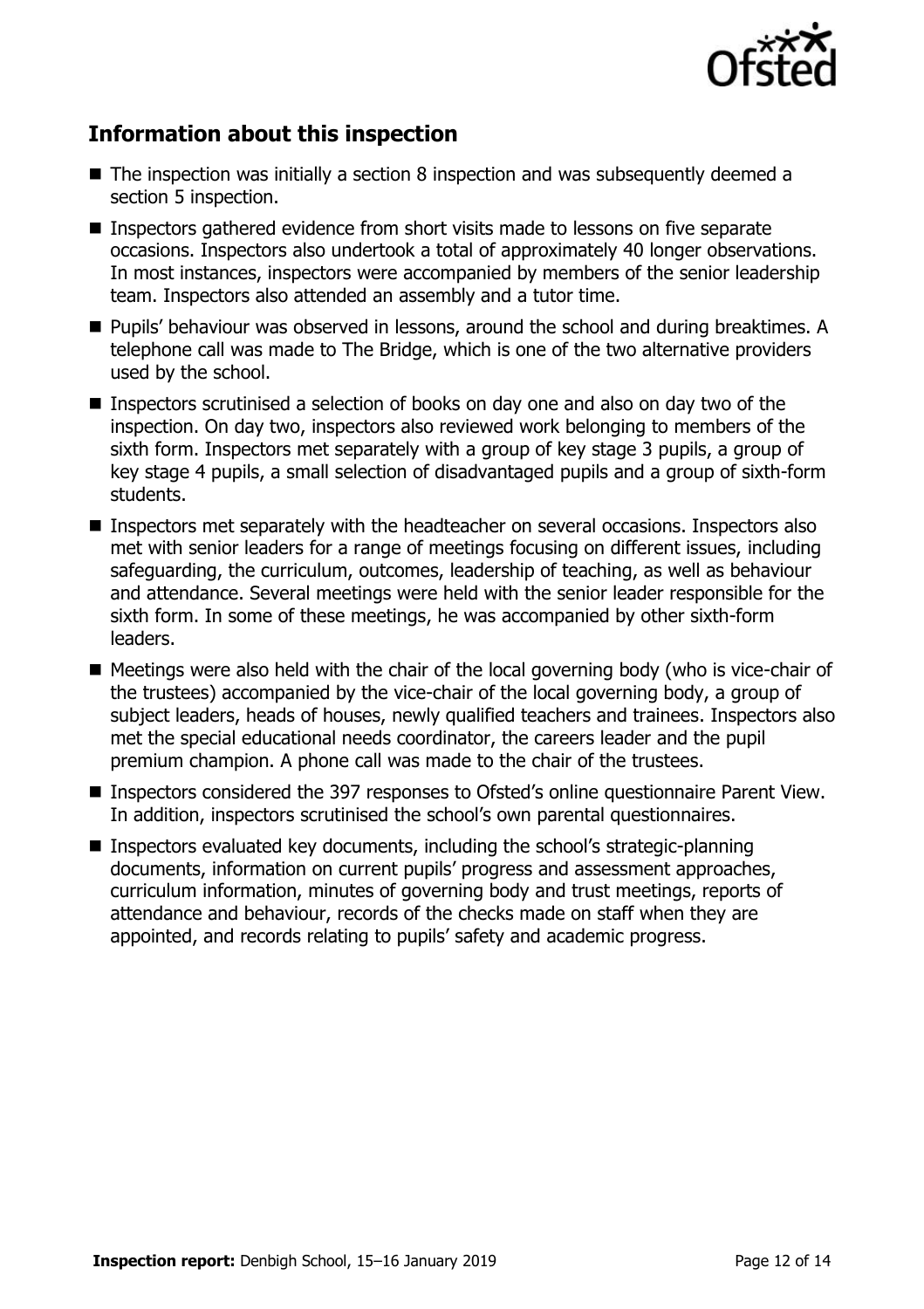## Information about this inspection

- The inspection was initially a section 8 inspection and was subsequently deemed a section 5 inspection.
- Inspectors gathered evidence from short visits made to lessons on five separate occasions. Inspectors also undertook a total of approximately 40 longer observations. In most instances, inspectors were accompanied by members of the senior leadership team. Inspectors also attended an assembly and a tutor time.
- Pupils' behaviour was observed in lessons, around the school and during breaktimes. A telephone call was made to The Bridge, which is one of the two alternative providers used by the school.
- Inspectors scrutinised a selection of books on day one and also on day two of the inspection. On day two, inspectors also reviewed work belonging to members of the sixth form. Inspectors met separately with a group of key stage 3 pupils, a group of key stage 4 pupils, a small selection of disadvantaged pupils and a group of sixth-form students.
- Inspectors met separately with the headteacher on several occasions. Inspectors also met with senior leaders for a range of meetings focusing on different issues, including safeguarding, the curriculum, outcomes, leadership of teaching, as well as behaviour and attendance. Several meetings were held with the senior leader responsible for the sixth form. In some of these meetings, he was accompanied by other sixth-form leaders.
- Meetings were also held with the chair of the local governing body (who is vice-chair of the trustees) accompanied by the vice-chair of the local governing body, a group of subject leaders, heads of houses, newly qualified teachers and trainees. Inspectors also met the special educational needs coordinator, the careers leader and the pupil premium champion. A phone call was made to the chair of the trustees.
- Inspectors considered the 397 responses to Ofsted's online questionnaire Parent View. In addition, inspectors scrutinised the school's own parental questionnaires.
- Inspectors evaluated key documents, including the school's strategic-planning documents, information on current pupils' progress and assessment approaches, curriculum information, minutes of governing body and trust meetings, reports of attendance and behaviour, records of the checks made on staff when they are appointed, and records relating to pupils' safety and academic progress.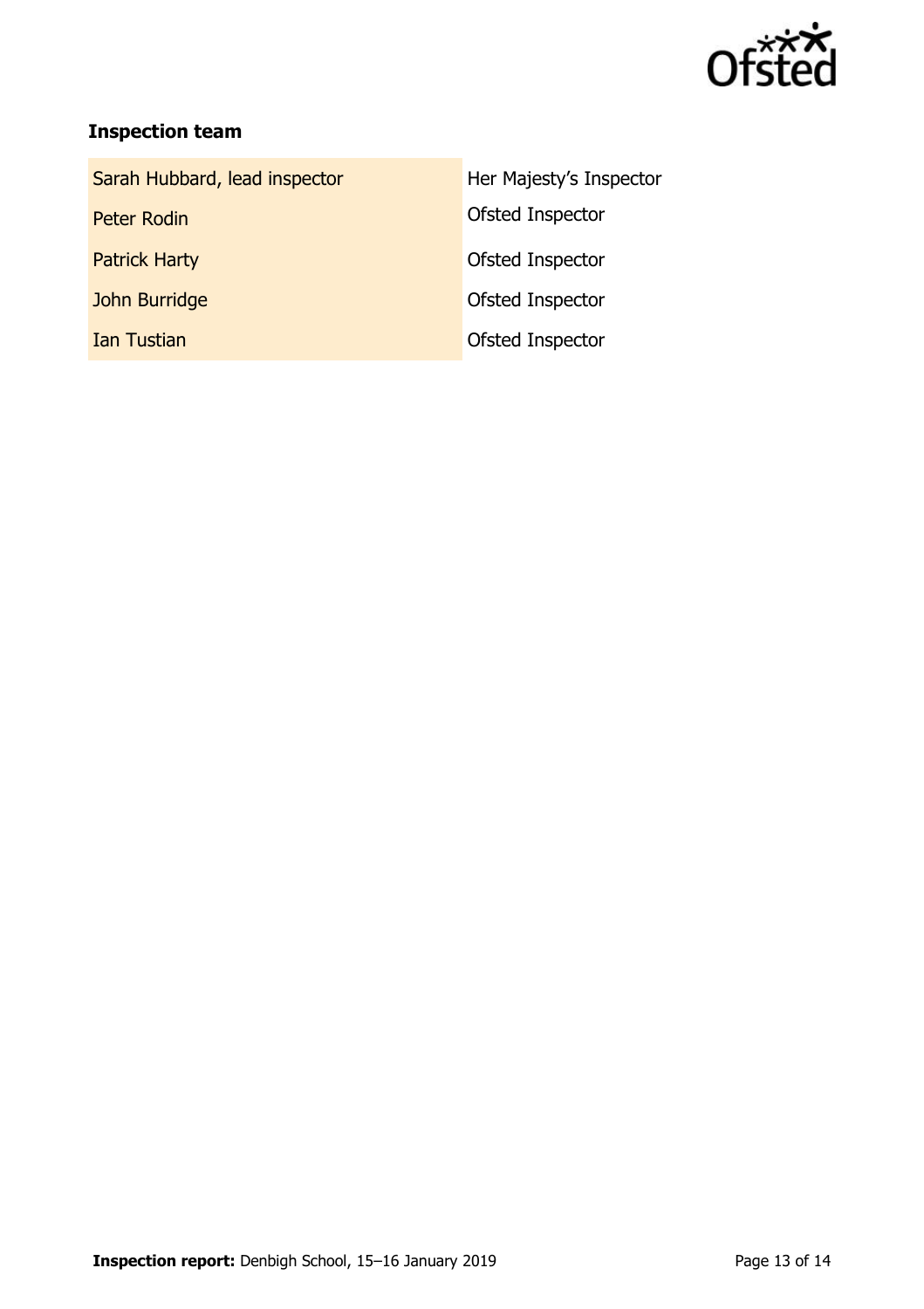## Inspection team

| | |
|---|---|
| Sarah Hubbard, lead inspector | Her Majesty's Inspector |
| Peter Rodin | Ofsted Inspector |
| Patrick Harty | Ofsted Inspector |
| John Burridge | Ofsted Inspector |
| Ian Tustian | Ofsted Inspector |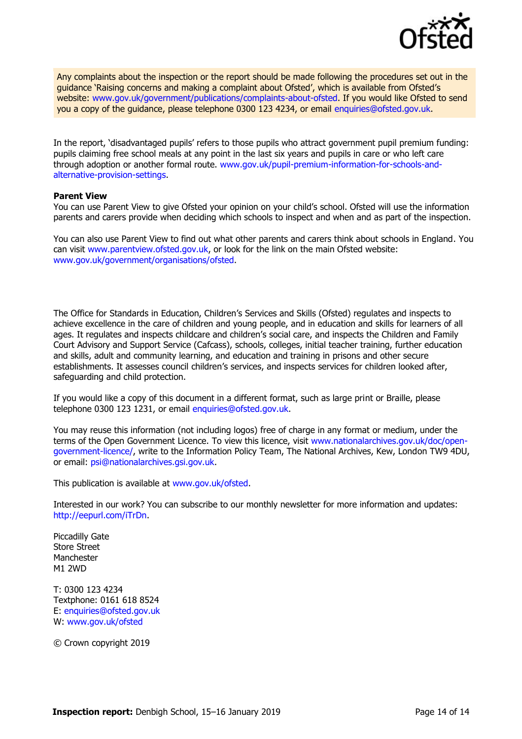Any complaints about the inspection or the report should be made following the procedures set out in the guidance 'Raising concerns and making a complaint about Ofsted', which is available from Ofsted's website: www.gov.uk/government/publications/complaints-about-ofsted. If you would like Ofsted to send you a copy of the guidance, please telephone 0300 123 4234, or email enquiries@ofsted.gov.uk.

In the report, 'disadvantaged pupils' refers to those pupils who attract government pupil premium funding: pupils claiming free school meals at any point in the last six years and pupils in care or who left care through adoption or another formal route. www.gov.uk/pupil-premium-information-for-schools-and-alternative-provision-settings.

**Parent View**

You can use Parent View to give Ofsted your opinion on your child's school. Ofsted will use the information parents and carers provide when deciding which schools to inspect and when and as part of the inspection.

You can also use Parent View to find out what other parents and carers think about schools in England. You can visit www.parentview.ofsted.gov.uk, or look for the link on the main Ofsted website: www.gov.uk/government/organisations/ofsted.

The Office for Standards in Education, Children's Services and Skills (Ofsted) regulates and inspects to achieve excellence in the care of children and young people, and in education and skills for learners of all ages. It regulates and inspects childcare and children's social care, and inspects the Children and Family Court Advisory and Support Service (Cafcass), schools, colleges, initial teacher training, further education and skills, adult and community learning, and education and training in prisons and other secure establishments. It assesses council children's services, and inspects services for children looked after, safeguarding and child protection.

If you would like a copy of this document in a different format, such as large print or Braille, please telephone 0300 123 1231, or email enquiries@ofsted.gov.uk.

You may reuse this information (not including logos) free of charge in any format or medium, under the terms of the Open Government Licence. To view this licence, visit www.nationalarchives.gov.uk/doc/open-government-licence/, write to the Information Policy Team, The National Archives, Kew, London TW9 4DU, or email: psi@nationalarchives.gsi.gov.uk.

This publication is available at www.gov.uk/ofsted.

Interested in our work? You can subscribe to our monthly newsletter for more information and updates: http://eepurl.com/iTrDn.

Piccadilly Gate
Store Street
Manchester
M1 2WD

T: 0300 123 4234
Textphone: 0161 618 8524
E: enquiries@ofsted.gov.uk
W: www.gov.uk/ofsted

© Crown copyright 2019